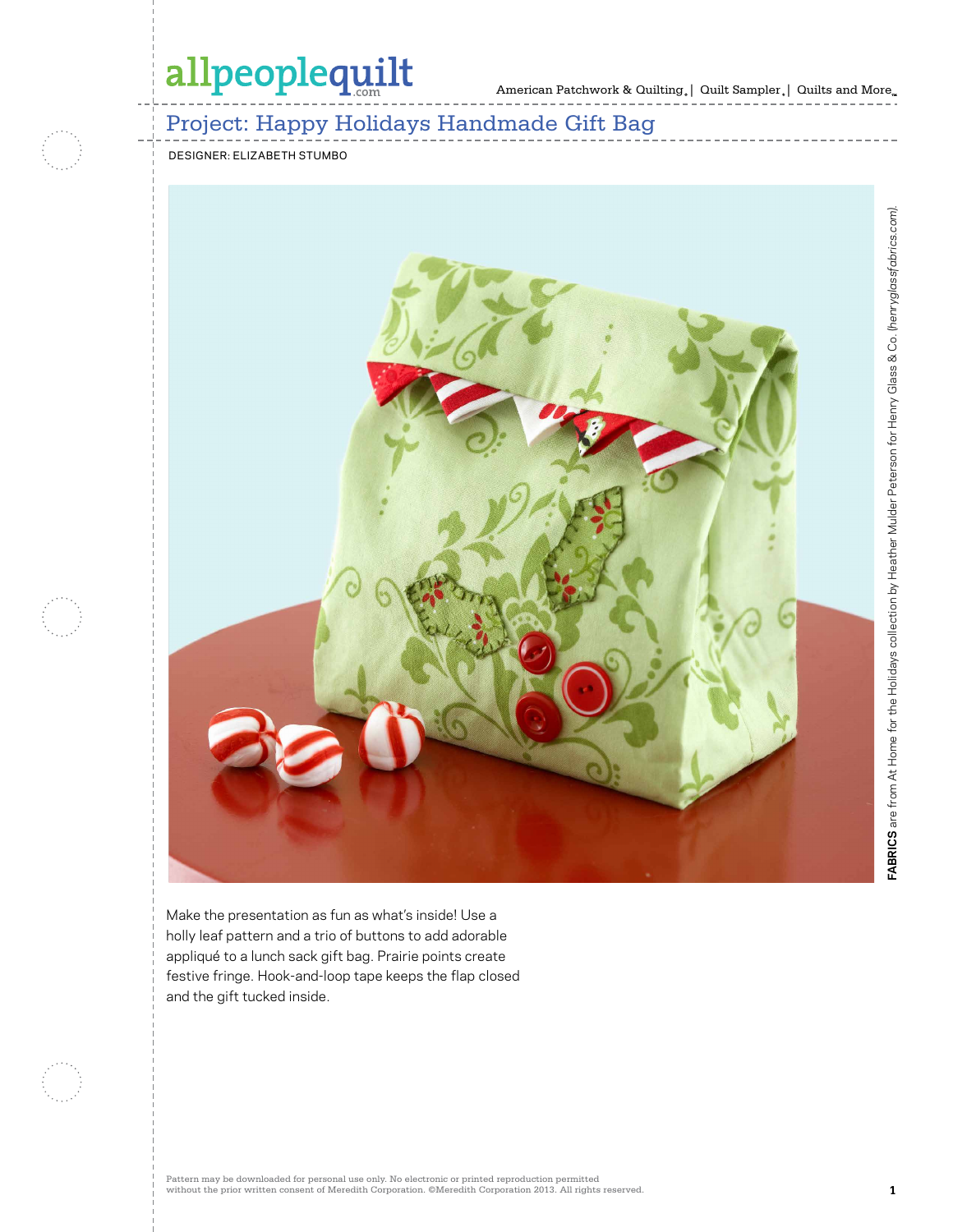# Project: Happy Holidays Handmade Gift Bag

DESIGNER: ELIZABETH STUMBO

**FABRICS** are from At Home for the Holidays collection by Heather Mulder Peterson for Henry Glass & Co. *(henryglassfabrics.com)*.

Make the presentation as fun as what's inside! Use a holly leaf pattern and a trio of buttons to add adorable appliqué to a lunch sack gift bag. Prairie points create festive fringe. Hook-and-loop tape keeps the flap closed and the gift tucked inside.

Pattern may be downloaded for personal use only. No electronic or printed reproduction permitted without the prior written consent of Meredith Corporation. ©Meredith Corporation 2013. All rights reserved.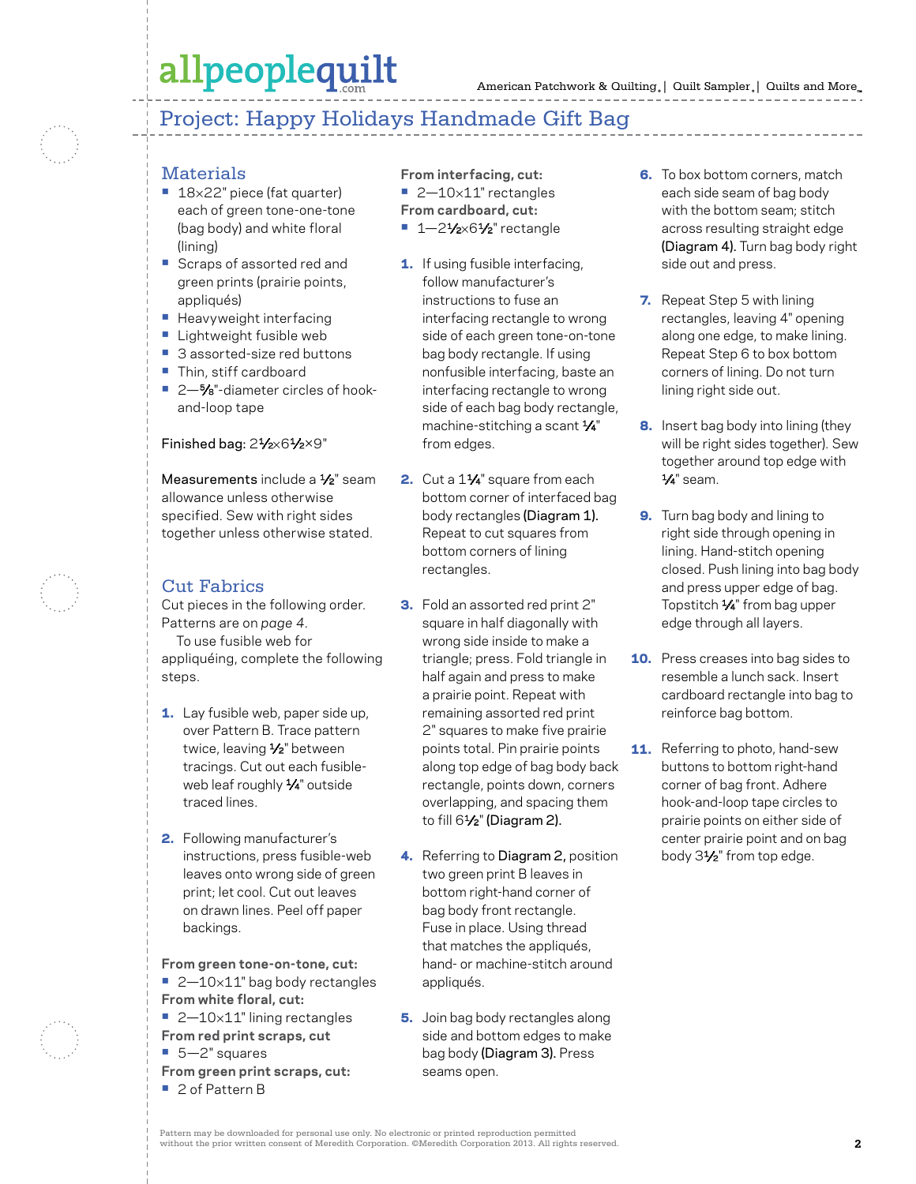# Project: Happy Holidays Handmade Gift Bag

## Materials

- 18×22" piece (fat quarter) each of green tone-on-tone (bag body) and white floral (lining)
- Scraps of assorted red and green prints (prairie points, appliqués)
- Heavyweight interfacing
- Lightweight fusible web
- 3 assorted-size red buttons
- Thin, stiff cardboard
- 2—⅝"-diameter circles of hook-and-loop tape

**Finished bag:** 2½×6½×9"

**Measurements** include a ½" seam allowance unless otherwise specified. Sew with right sides together unless otherwise stated.

## Cut Fabrics

Cut pieces in the following order. Patterns are on *page 4*.

To use fusible web for appliquéing, complete the following steps.

1. Lay fusible web, paper side up, over Pattern B. Trace pattern twice, leaving ½" between tracings. Cut out each fusible-web leaf roughly ¼" outside traced lines.

2. Following manufacturer's instructions, press fusible-web leaves onto wrong side of green print; let cool. Cut out leaves on drawn lines. Peel off paper backings.

**From green tone-on-tone, cut:**
- 2—10×11" bag body rectangles

**From white floral, cut:**
- 2—10×11" lining rectangles

**From red print scraps, cut**
- 5—2" squares

**From green print scraps, cut:**
- 2 of Pattern B

**From interfacing, cut:**
- 2—10×11" rectangles

**From cardboard, cut:**
- 1—2½×6½" rectangle

1. If using fusible interfacing, follow manufacturer's instructions to fuse an interfacing rectangle to wrong side of each green tone-on-tone bag body rectangle. If using nonfusible interfacing, baste an interfacing rectangle to wrong side of each bag body rectangle, machine-stitching a scant ¼" from edges.

2. Cut a 1¼" square from each bottom corner of interfaced bag body rectangles **(Diagram 1).** Repeat to cut squares from bottom corners of lining rectangles.

3. Fold an assorted red print 2" square in half diagonally with wrong side inside to make a triangle; press. Fold triangle in half again and press to make a prairie point. Repeat with remaining assorted red print 2" squares to make five prairie points total. Pin prairie points along top edge of bag body back rectangle, points down, corners overlapping, and spacing them to fill 6½" **(Diagram 2).**

4. Referring to **Diagram 2,** position two green print B leaves in bottom right-hand corner of bag body front rectangle. Fuse in place. Using thread that matches the appliqués, hand- or machine-stitch around appliqués.

5. Join bag body rectangles along side and bottom edges to make bag body **(Diagram 3).** Press seams open.

6. To box bottom corners, match each side seam of bag body with the bottom seam; stitch across resulting straight edge **(Diagram 4).** Turn bag body right side out and press.

7. Repeat Step 5 with lining rectangles, leaving 4" opening along one edge, to make lining. Repeat Step 6 to box bottom corners of lining. Do not turn lining right side out.

8. Insert bag body into lining (they will be right sides together). Sew together around top edge with ¼" seam.

9. Turn bag body and lining to right side through opening in lining. Hand-stitch opening closed. Push lining into bag body and press upper edge of bag. Topstitch ¼" from bag upper edge through all layers.

10. Press creases into bag sides to resemble a lunch sack. Insert cardboard rectangle into bag to reinforce bag bottom.

11. Referring to photo, hand-sew buttons to bottom right-hand corner of bag front. Adhere hook-and-loop tape circles to prairie points on either side of center prairie point and on bag body 3½" from top edge.

Pattern may be downloaded for personal use only. No electronic or printed reproduction permitted without the prior written consent of Meredith Corporation. ©Meredith Corporation 2013. All rights reserved.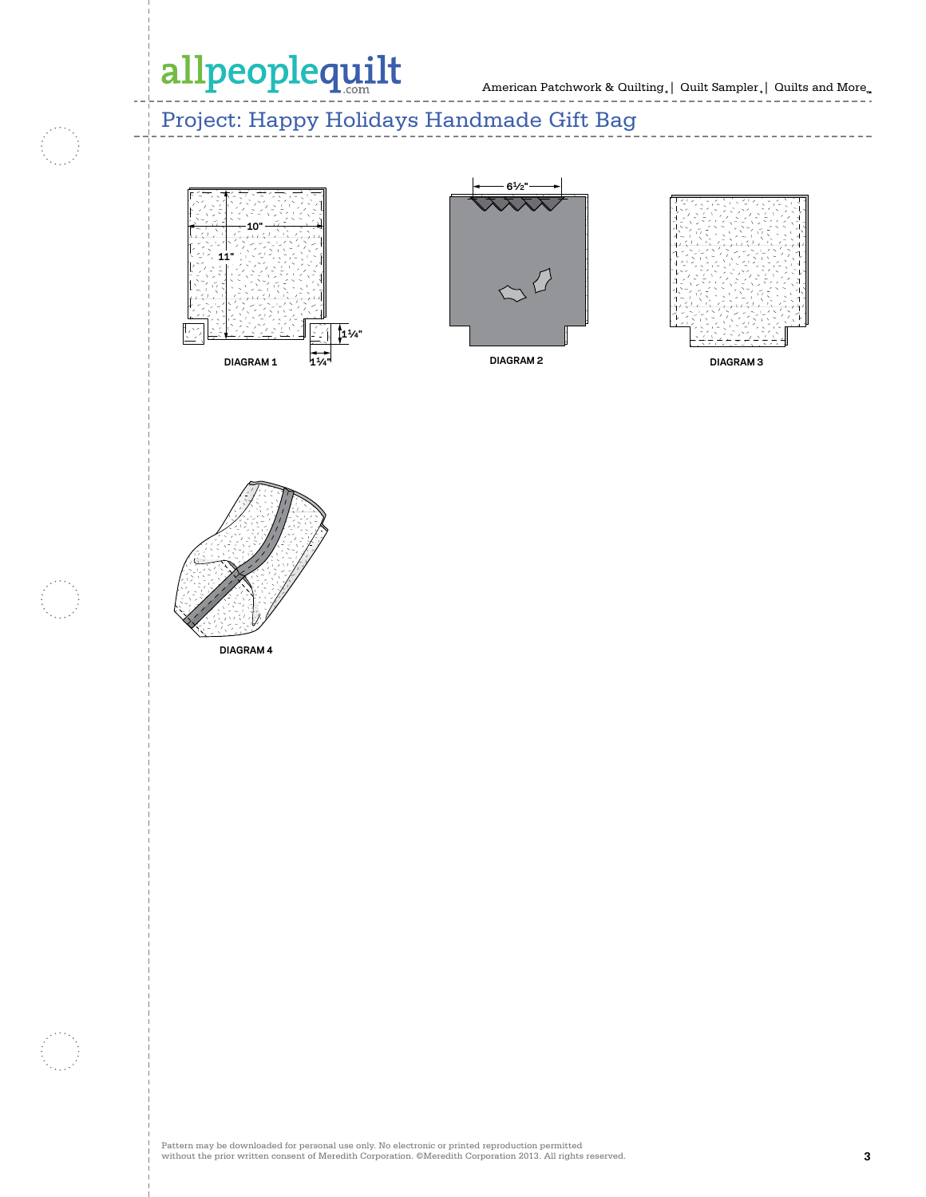## Project: Happy Holidays Handmade Gift Bag

10"

11"

1¼"

1¼"

DIAGRAM 1

6½"

DIAGRAM 2

DIAGRAM 3

DIAGRAM 4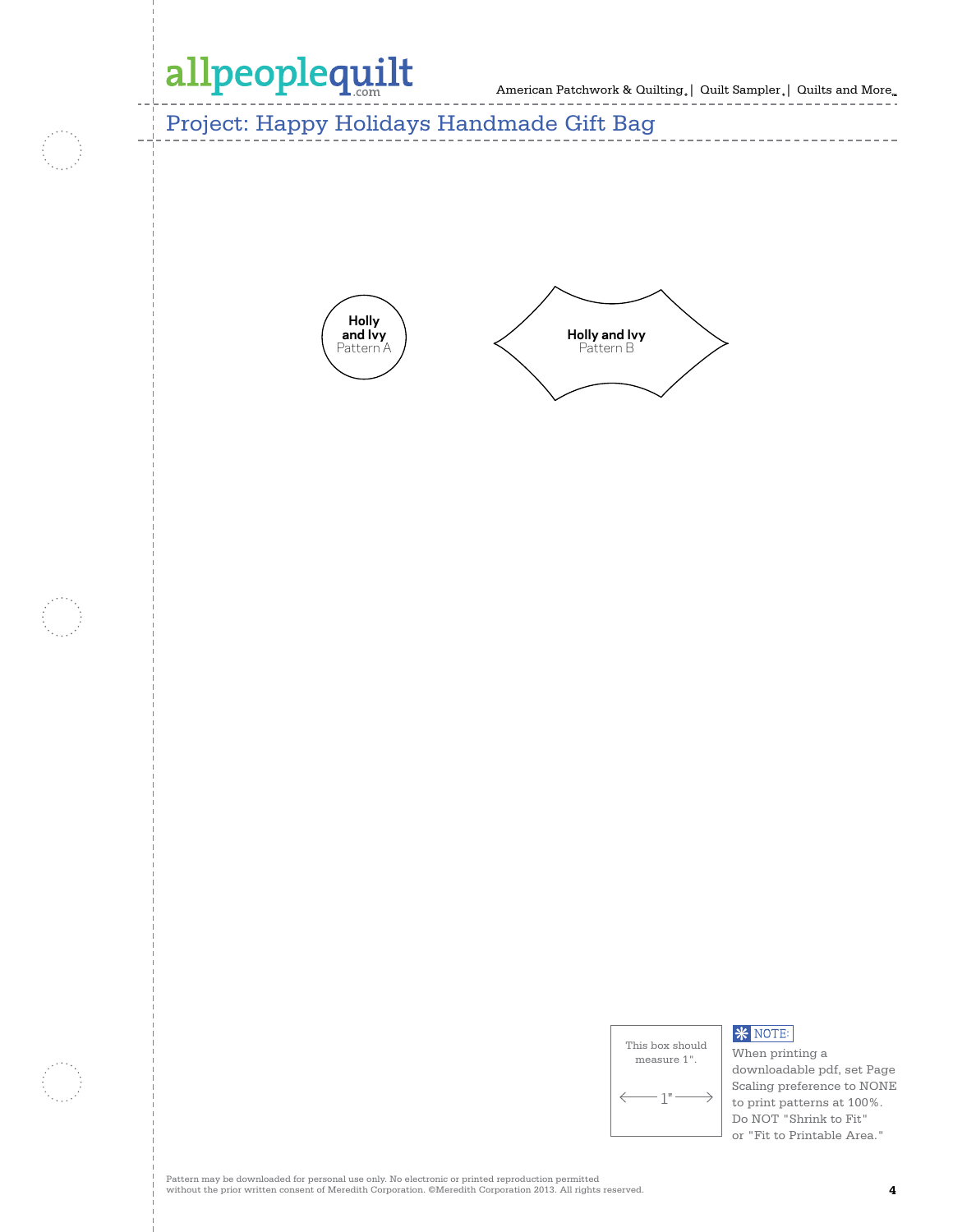## Project: Happy Holidays Handmade Gift Bag

**Holly and Ivy**
Pattern A

**Holly and Ivy**
Pattern B

This box should measure 1".

1"

NOTE:
When printing a downloadable pdf, set Page Scaling preference to NONE to print patterns at 100%. Do NOT "Shrink to Fit" or "Fit to Printable Area."

Pattern may be downloaded for personal use only. No electronic or printed reproduction permitted without the prior written consent of Meredith Corporation. ©Meredith Corporation 2013. All rights reserved.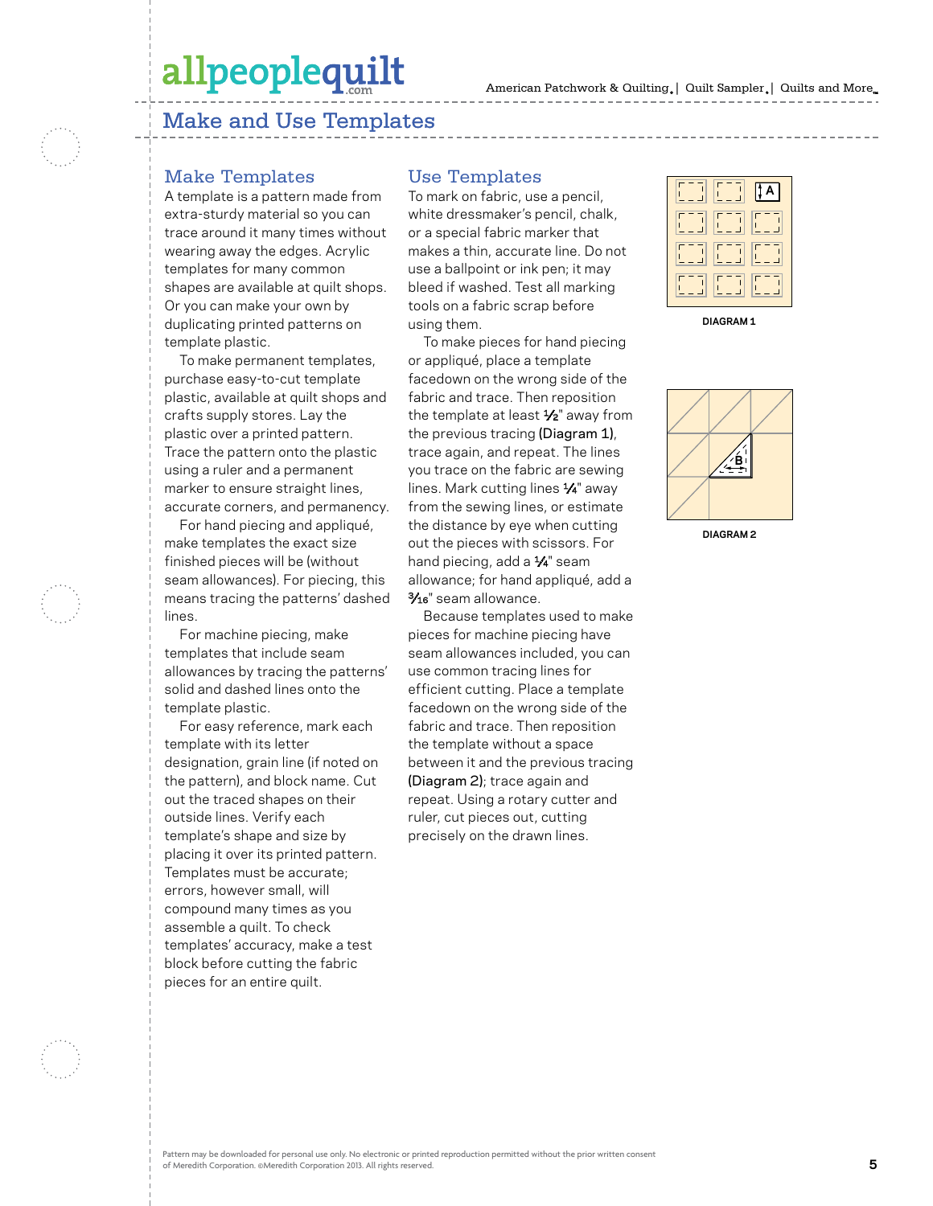# Make and Use Templates

## Make Templates

A template is a pattern made from extra-sturdy material so you can trace around it many times without wearing away the edges. Acrylic templates for many common shapes are available at quilt shops. Or you can make your own by duplicating printed patterns on template plastic.

To make permanent templates, purchase easy-to-cut template plastic, available at quilt shops and crafts supply stores. Lay the plastic over a printed pattern. Trace the pattern onto the plastic using a ruler and a permanent marker to ensure straight lines, accurate corners, and permanency.

For hand piecing and appliqué, make templates the exact size finished pieces will be (without seam allowances). For piecing, this means tracing the patterns' dashed lines.

For machine piecing, make templates that include seam allowances by tracing the patterns' solid and dashed lines onto the template plastic.

For easy reference, mark each template with its letter designation, grain line (if noted on the pattern), and block name. Cut out the traced shapes on their outside lines. Verify each template's shape and size by placing it over its printed pattern. Templates must be accurate; errors, however small, will compound many times as you assemble a quilt. To check templates' accuracy, make a test block before cutting the fabric pieces for an entire quilt.

## Use Templates

To mark on fabric, use a pencil, white dressmaker's pencil, chalk, or a special fabric marker that makes a thin, accurate line. Do not use a ballpoint or ink pen; it may bleed if washed. Test all marking tools on a fabric scrap before using them.

To make pieces for hand piecing or appliqué, place a template facedown on the wrong side of the fabric and trace. Then reposition the template at least ½" away from the previous tracing **(Diagram 1)**, trace again, and repeat. The lines you trace on the fabric are sewing lines. Mark cutting lines ¼" away from the sewing lines, or estimate the distance by eye when cutting out the pieces with scissors. For hand piecing, add a ¼" seam allowance; for hand appliqué, add a 3⁄16" seam allowance.

Because templates used to make pieces for machine piecing have seam allowances included, you can use common tracing lines for efficient cutting. Place a template facedown on the wrong side of the fabric and trace. Then reposition the template without a space between it and the previous tracing **(Diagram 2)**; trace again and repeat. Using a rotary cutter and ruler, cut pieces out, cutting precisely on the drawn lines.

A

**DIAGRAM 1**

B

**DIAGRAM 2**

Pattern may be downloaded for personal use only. No electronic or printed reproduction permitted without the prior written consent of Meredith Corporation. ©Meredith Corporation 2013. All rights reserved.